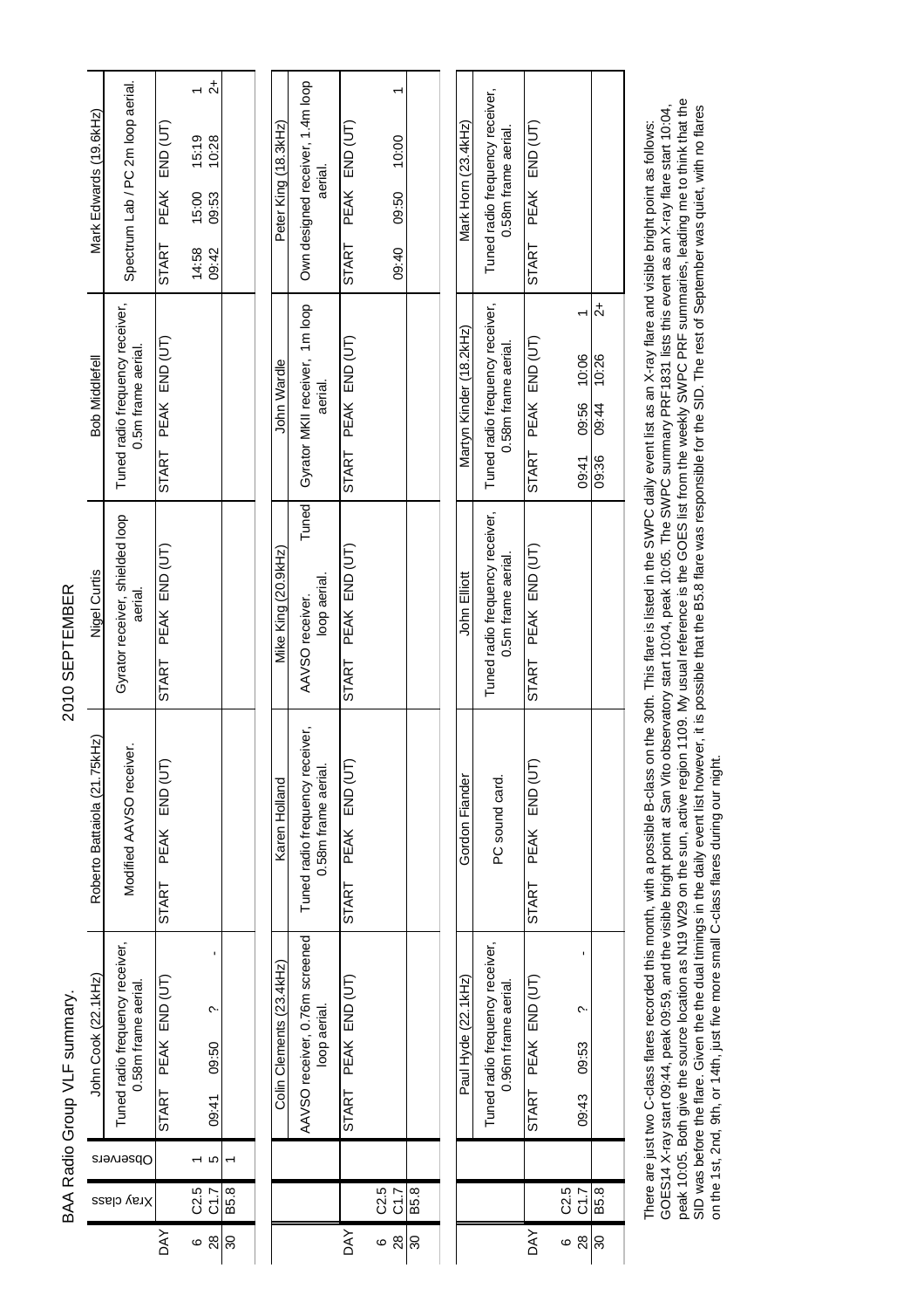# BAA Radio Group VLF summary.

## 2010 SEPTEMBER

| DAY | Xray class | Observers | John Cook (22.1kHz) | | | | Roberto Battaiola (21.75kHz) | | | | Nigel Curtis | | | | Bob Middlefell | | | | Mark Edwards (19.6kHz) | | | |
|---|---|---|---|---|---|---|---|---|---|---|---|---|---|---|---|---|---|---|---|---|---|---|
| | | | Tuned radio frequency receiver, 0.58m frame aerial. | | | | Modified AAVSO receiver. | | | | Gyrator receiver, shielded loop aerial. | | | | Tuned radio frequency receiver, 0.5m frame aerial. | | | | Spectrum Lab / PC 2m loop aerial. | | | |
| | | | START | PEAK | END (UT) | | START | PEAK | END (UT) | | START | PEAK | END (UT) | | START | PEAK | END (UT) | | START | PEAK | END (UT) | |
| 6 | C2.5 | 1 | | | | | | | | | | | | | | | | | 14:58 | 15:00 | 15:19 | 1 |
| 28 | C1.7 | 5 | 09:41 | 09:50 | ? | - | | | | | | | | | | | | | 09:42 | 09:53 | 10:28 | 2+ |
| 30 | B5.8 | 1 | | | | | | | | | | | | | | | | | | | | |

| DAY | Xray class | Colin Clements (23.4kHz) | | | | Karen Holland | | | | Mike King (20.9kHz) | | | | John Wardle | | | | Peter King (18.3kHz) | | | |
|---|---|---|---|---|---|---|---|---|---|---|---|---|---|---|---|---|---|---|---|---|---|
| | | AAVSO receiver, 0.76m screened loop aerial. | | | | Tuned radio frequency receiver, 0.58m frame aerial. | | | | AAVSO receiver. Tuned loop aerial. | | | | Gyrator MKII receiver, 1m loop aerial. | | | | Own designed receiver, 1.4m loop aerial. | | | |
| | | START | PEAK | END (UT) | | START | PEAK | END (UT) | | START | PEAK | END (UT) | | START | PEAK | END (UT) | | START | PEAK | END (UT) | |
| 6 | C2.5 | | | | | | | | | | | | | | | | | | | | |
| 28 | C1.7 | | | | | | | | | | | | | | | | | 09:40 | 09:50 | 10:00 | 1 |
| 30 | B5.8 | | | | | | | | | | | | | | | | | | | | |

| DAY | Xray class | Paul Hyde (22.1kHz) | | | | Gordon Fiander | | | | John Elliott | | | | Martyn Kinder (18.2kHz) | | | | Mark Horn (23.4kHz) | | | |
|---|---|---|---|---|---|---|---|---|---|---|---|---|---|---|---|---|---|---|---|---|---|
| | | Tuned radio frequency receiver, 0.96m frame aerial. | | | | PC sound card. | | | | Tuned radio frequency receiver, 0.5m frame aerial. | | | | Tuned radio frequency receiver, 0.58m frame aerial. | | | | Tuned radio frequency receiver, 0.58m frame aerial. | | | |
| | | START | PEAK | END (UT) | | START | PEAK | END (UT) | | START | PEAK | END (UT) | | START | PEAK | END (UT) | | START | PEAK | END (UT) | |
| 6 | C2.5 | | | | | | | | | | | | | | | | | | | | |
| 28 | C1.7 | 09:43 | 09:53 | ? | - | | | | | | | | | 09:41 | 09:56 | 10:06 | 1 | | | | |
| 30 | B5.8 | | | | | | | | | | | | | 09:36 | 09:44 | 10:26 | 2+ | | | | |

There are just two C-class flares recorded this month, with a possible B-class on the 30th. This flare is listed in the SWPC daily event list as an X-ray flare and visible bright point as follows: GOES14 X-ray start 09:44, peak 09:59, and the visible bright point at San Vito observatory start 10:04, peak 10:05. The SWPC summary PRF1831 lists this event as an X-ray flare start 10:04, peak 10:05. Both give the source location as N19 W29 on the sun, active region 1109. My usual reference is the GOES list from the weekly SWPC PRF summaries, leading me to think that the SID was before the flare. Given the the dual timings in the daily event list however, it is possible that the B5.8 flare was responsible for the SID. The rest of September was quiet, with no flares on the 1st, 2nd, 9th, or 14th, just five more small C-class flares during our night.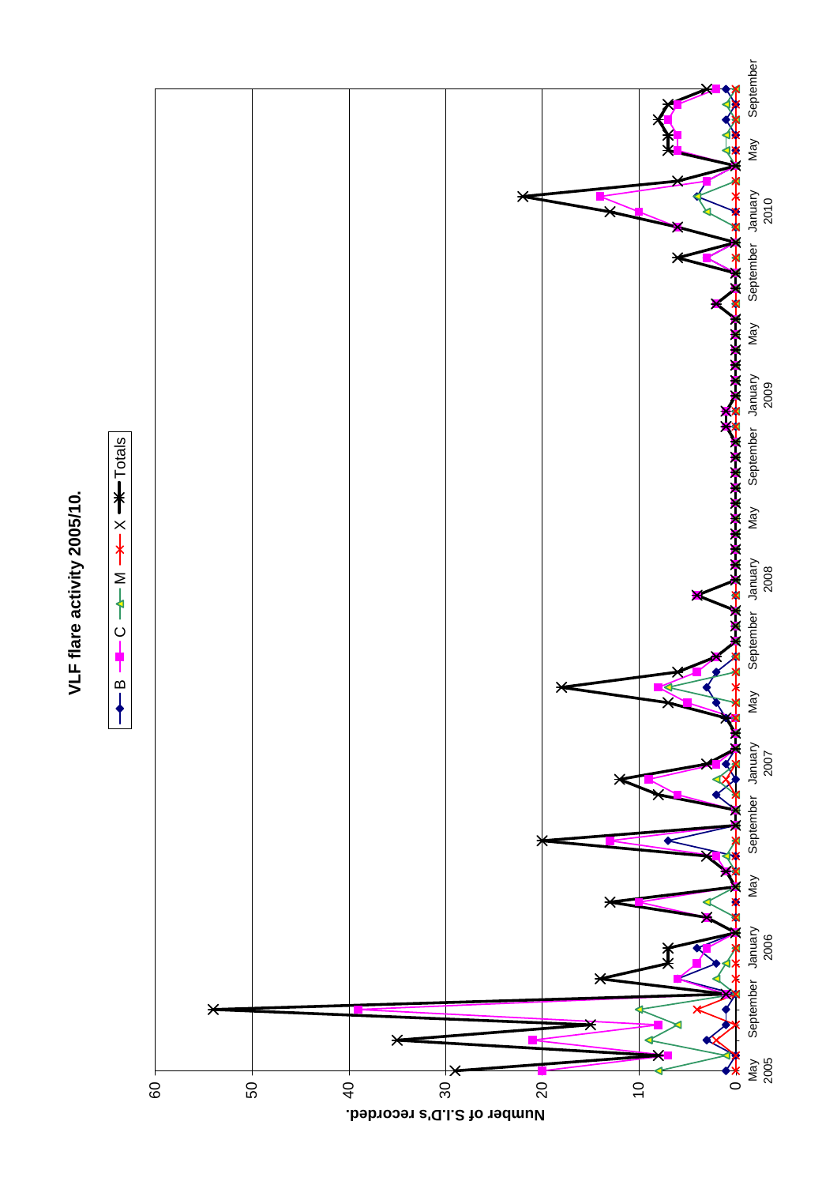VLF flare activity 2005/10.

B C M X Totals

Number of S.I.D's recorded.

0
10
20
30
40
50
60

May 2005
September
January 2006
May
September
January 2007
May
September
January 2008
May
September
January 2009
May
September
January 2010
May
September